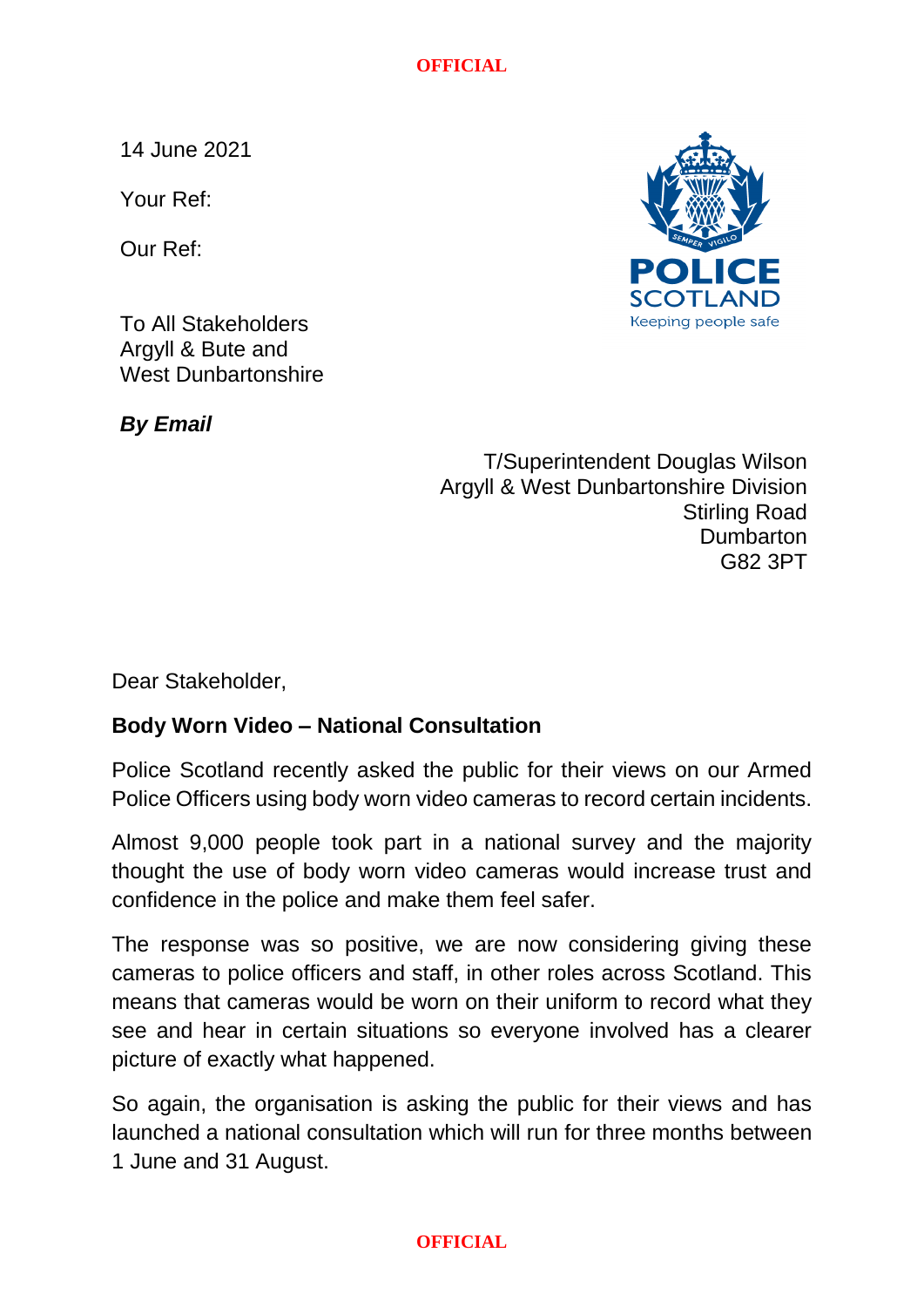14 June 2021

Your Ref:

Our Ref:

To All Stakeholders
Argyll & Bute and
West Dunbartonshire

***By Email***

T/Superintendent Douglas Wilson
Argyll & West Dunbartonshire Division
Stirling Road
Dumbarton
G82 3PT

Dear Stakeholder,

**Body Worn Video – National Consultation**

Police Scotland recently asked the public for their views on our Armed Police Officers using body worn video cameras to record certain incidents.

Almost 9,000 people took part in a national survey and the majority thought the use of body worn video cameras would increase trust and confidence in the police and make them feel safer.

The response was so positive, we are now considering giving these cameras to police officers and staff, in other roles across Scotland. This means that cameras would be worn on their uniform to record what they see and hear in certain situations so everyone involved has a clearer picture of exactly what happened.

So again, the organisation is asking the public for their views and has launched a national consultation which will run for three months between 1 June and 31 August.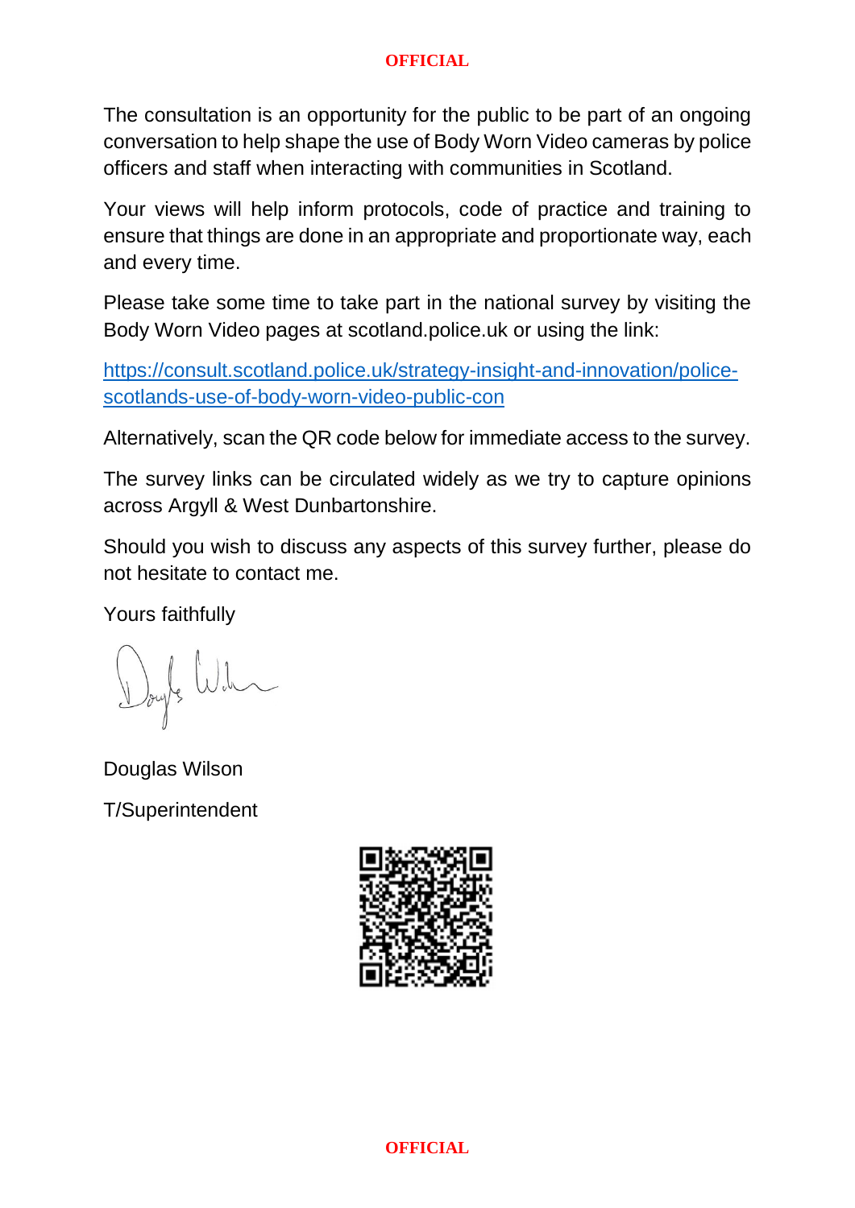The consultation is an opportunity for the public to be part of an ongoing conversation to help shape the use of Body Worn Video cameras by police officers and staff when interacting with communities in Scotland.

Your views will help inform protocols, code of practice and training to ensure that things are done in an appropriate and proportionate way, each and every time.

Please take some time to take part in the national survey by visiting the Body Worn Video pages at scotland.police.uk or using the link:

https://consult.scotland.police.uk/strategy-insight-and-innovation/police-scotlands-use-of-body-worn-video-public-con

Alternatively, scan the QR code below for immediate access to the survey.

The survey links can be circulated widely as we try to capture opinions across Argyll & West Dunbartonshire.

Should you wish to discuss any aspects of this survey further, please do not hesitate to contact me.

Yours faithfully

Douglas Wilson

T/Superintendent